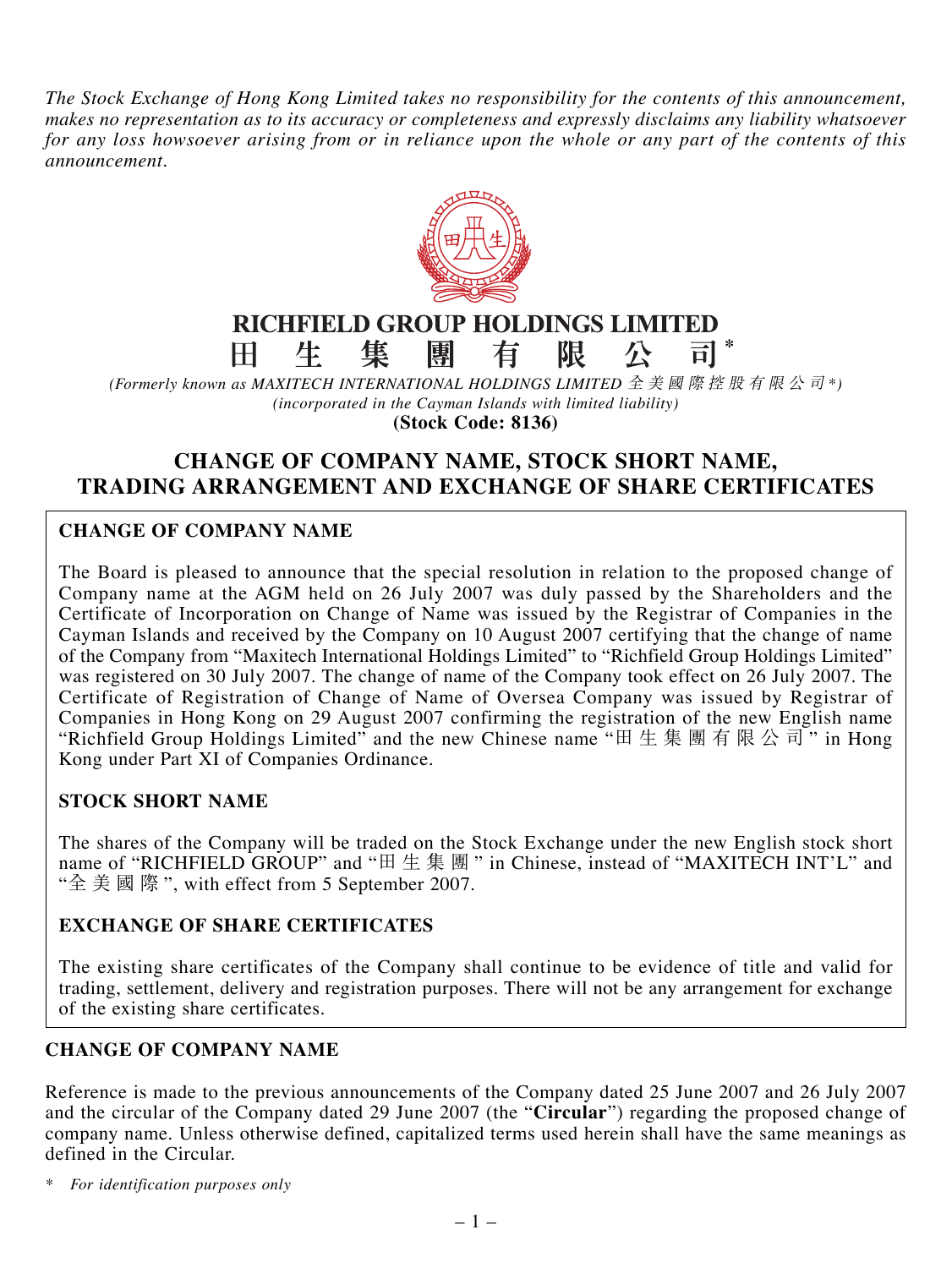*The Stock Exchange of Hong Kong Limited takes no responsibility for the contents of this announcement, makes no representation as to its accuracy or completeness and expressly disclaims any liability whatsoever for any loss howsoever arising from or in reliance upon the whole or any part of the contents of this announcement.*

# RICHFIELD GROUP HOLDINGS LIMITED
# 田生集團有限公司*

*(Formerly known as MAXITECH INTERNATIONAL HOLDINGS LIMITED 全美國際控股有限公司*)*
*(incorporated in the Cayman Islands with limited liability)*
**(Stock Code: 8136)**

## CHANGE OF COMPANY NAME, STOCK SHORT NAME, TRADING ARRANGEMENT AND EXCHANGE OF SHARE CERTIFICATES

### CHANGE OF COMPANY NAME

The Board is pleased to announce that the special resolution in relation to the proposed change of Company name at the AGM held on 26 July 2007 was duly passed by the Shareholders and the Certificate of Incorporation on Change of Name was issued by the Registrar of Companies in the Cayman Islands and received by the Company on 10 August 2007 certifying that the change of name of the Company from "Maxitech International Holdings Limited" to "Richfield Group Holdings Limited" was registered on 30 July 2007. The change of name of the Company took effect on 26 July 2007. The Certificate of Registration of Change of Name of Oversea Company was issued by Registrar of Companies in Hong Kong on 29 August 2007 confirming the registration of the new English name "Richfield Group Holdings Limited" and the new Chinese name "田生集團有限公司" in Hong Kong under Part XI of Companies Ordinance.

### STOCK SHORT NAME

The shares of the Company will be traded on the Stock Exchange under the new English stock short name of "RICHFIELD GROUP" and "田生集團" in Chinese, instead of "MAXITECH INT'L" and "全美國際", with effect from 5 September 2007.

### EXCHANGE OF SHARE CERTIFICATES

The existing share certificates of the Company shall continue to be evidence of title and valid for trading, settlement, delivery and registration purposes. There will not be any arrangement for exchange of the existing share certificates.

### CHANGE OF COMPANY NAME

Reference is made to the previous announcements of the Company dated 25 June 2007 and 26 July 2007 and the circular of the Company dated 29 June 2007 (the "**Circular**") regarding the proposed change of company name. Unless otherwise defined, capitalized terms used herein shall have the same meanings as defined in the Circular.

\* *For identification purposes only*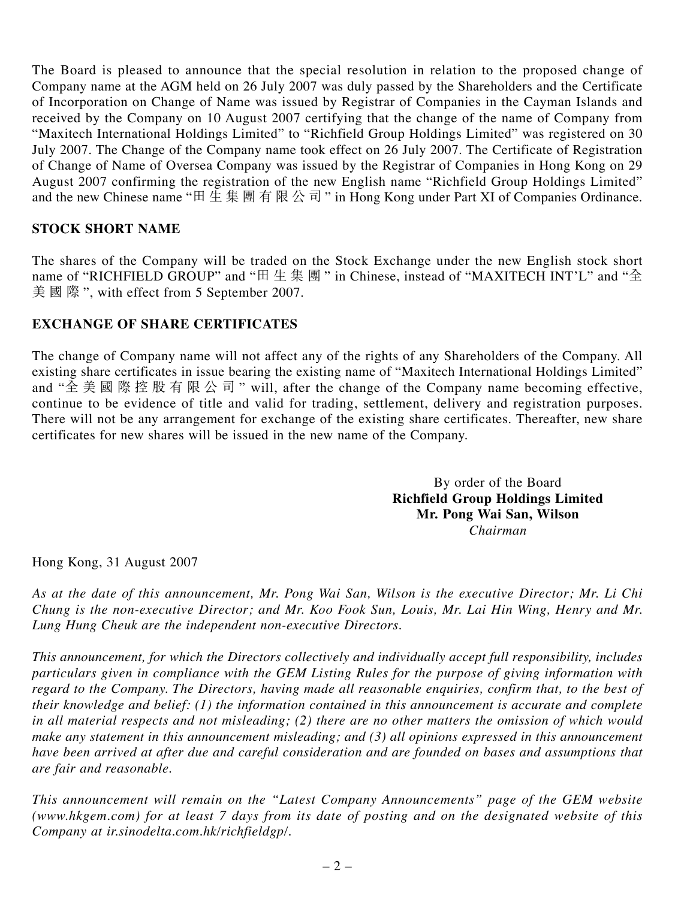The Board is pleased to announce that the special resolution in relation to the proposed change of Company name at the AGM held on 26 July 2007 was duly passed by the Shareholders and the Certificate of Incorporation on Change of Name was issued by Registrar of Companies in the Cayman Islands and received by the Company on 10 August 2007 certifying that the change of the name of Company from "Maxitech International Holdings Limited" to "Richfield Group Holdings Limited" was registered on 30 July 2007. The Change of the Company name took effect on 26 July 2007. The Certificate of Registration of Change of Name of Oversea Company was issued by the Registrar of Companies in Hong Kong on 29 August 2007 confirming the registration of the new English name "Richfield Group Holdings Limited" and the new Chinese name "田生集團有限公司" in Hong Kong under Part XI of Companies Ordinance.

**STOCK SHORT NAME**

The shares of the Company will be traded on the Stock Exchange under the new English stock short name of "RICHFIELD GROUP" and "田生集團" in Chinese, instead of "MAXITECH INT'L" and "全美國際", with effect from 5 September 2007.

**EXCHANGE OF SHARE CERTIFICATES**

The change of Company name will not affect any of the rights of any Shareholders of the Company. All existing share certificates in issue bearing the existing name of "Maxitech International Holdings Limited" and "全美國際控股有限公司" will, after the change of the Company name becoming effective, continue to be evidence of title and valid for trading, settlement, delivery and registration purposes. There will not be any arrangement for exchange of the existing share certificates. Thereafter, new share certificates for new shares will be issued in the new name of the Company.

By order of the Board
**Richfield Group Holdings Limited**
**Mr. Pong Wai San, Wilson**
*Chairman*

Hong Kong, 31 August 2007

*As at the date of this announcement, Mr. Pong Wai San, Wilson is the executive Director; Mr. Li Chi Chung is the non-executive Director; and Mr. Koo Fook Sun, Louis, Mr. Lai Hin Wing, Henry and Mr. Lung Hung Cheuk are the independent non-executive Directors.*

*This announcement, for which the Directors collectively and individually accept full responsibility, includes particulars given in compliance with the GEM Listing Rules for the purpose of giving information with regard to the Company. The Directors, having made all reasonable enquiries, confirm that, to the best of their knowledge and belief: (1) the information contained in this announcement is accurate and complete in all material respects and not misleading; (2) there are no other matters the omission of which would make any statement in this announcement misleading; and (3) all opinions expressed in this announcement have been arrived at after due and careful consideration and are founded on bases and assumptions that are fair and reasonable.*

*This announcement will remain on the "Latest Company Announcements" page of the GEM website (www.hkgem.com) for at least 7 days from its date of posting and on the designated website of this Company at ir.sinodelta.com.hk/richfieldgp/.*